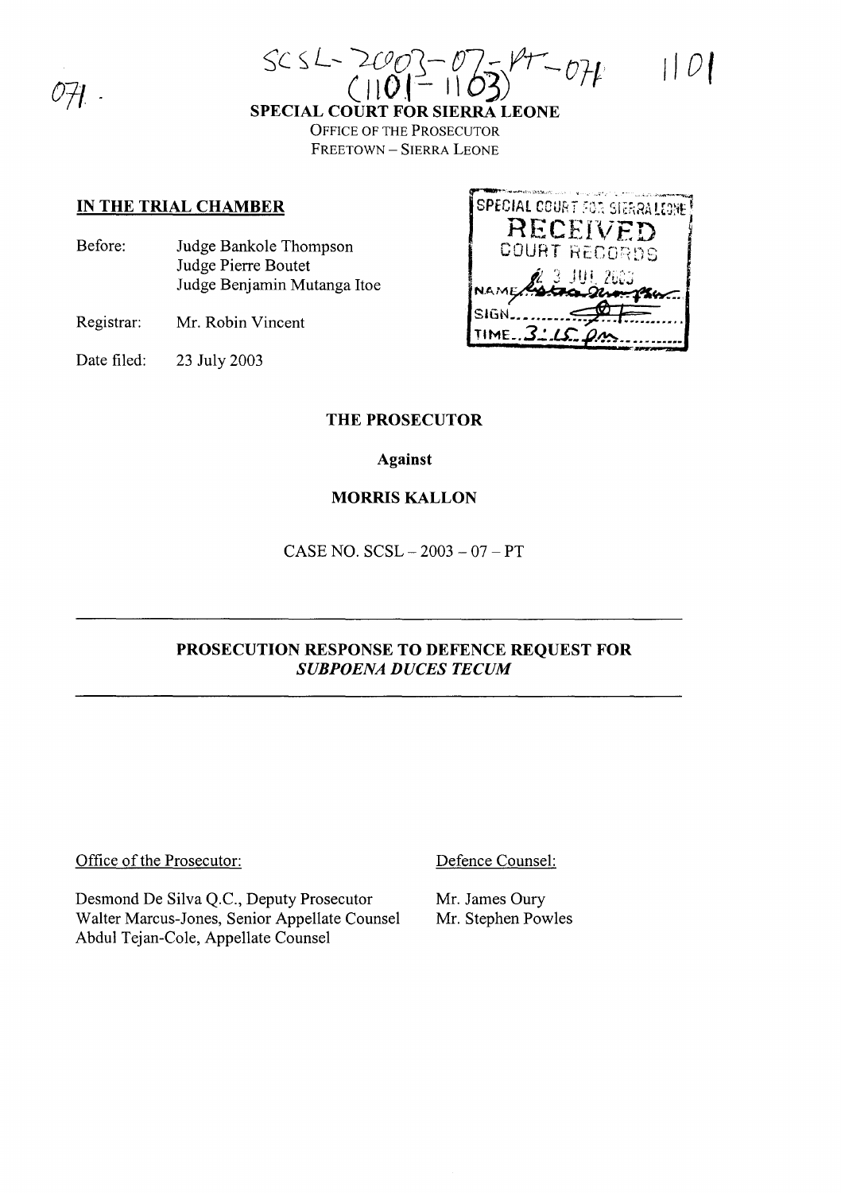SCSL-2003-07-PT-071
(1101-1103)

071.

1101

**SPECIAL COURT FOR SIERRA LEONE**

OFFICE OF THE PROSECUTOR

FREETOWN – SIERRA LEONE

## IN THE TRIAL CHAMBER

Before: Judge Bankole Thompson
Judge Pierre Boutet
Judge Benjamin Mutanga Itoe

Registrar: Mr. Robin Vincent

Date filed: 23 July 2003

SPECIAL COURT FOR SIERRA LEONE
RECEIVED
COURT RECORDS
23 JUL 2003
NAME
SIGN
TIME 3:15 pm

**THE PROSECUTOR**

**Against**

**MORRIS KALLON**

CASE NO. SCSL – 2003 – 07 – PT

---

**PROSECUTION RESPONSE TO DEFENCE REQUEST FOR *SUBPOENA DUCES TECUM***

---

Office of the Prosecutor:

Desmond De Silva Q.C., Deputy Prosecutor
Walter Marcus-Jones, Senior Appellate Counsel
Abdul Tejan-Cole, Appellate Counsel

Defence Counsel:

Mr. James Oury
Mr. Stephen Powles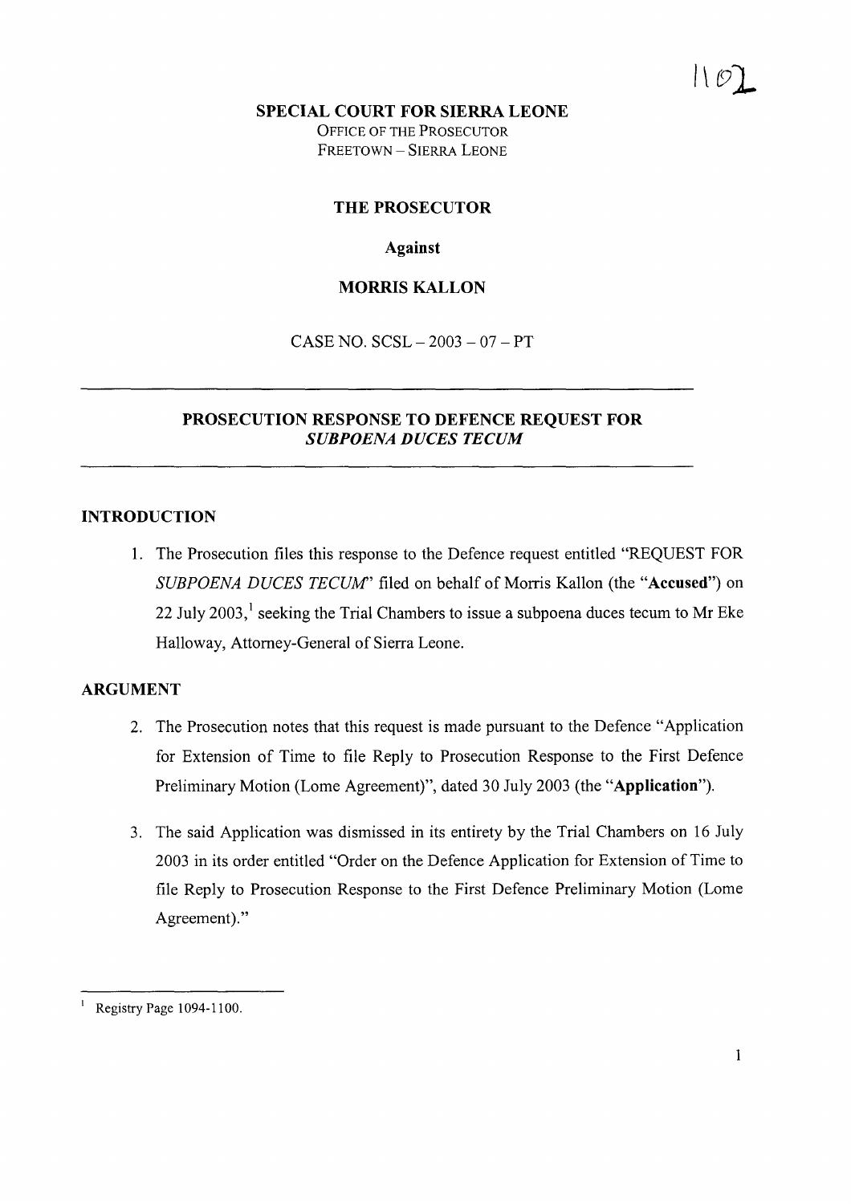## SPECIAL COURT FOR SIERRA LEONE

OFFICE OF THE PROSECUTOR
FREETOWN – SIERRA LEONE

**THE PROSECUTOR**

**Against**

**MORRIS KALLON**

CASE NO. SCSL – 2003 – 07 – PT

---

### PROSECUTION RESPONSE TO DEFENCE REQUEST FOR *SUBPOENA DUCES TECUM*

---

### INTRODUCTION

1. The Prosecution files this response to the Defence request entitled "REQUEST FOR *SUBPOENA DUCES TECUM*" filed on behalf of Morris Kallon (the "**Accused**") on 22 July 2003,[1] seeking the Trial Chambers to issue a subpoena duces tecum to Mr Eke Halloway, Attorney-General of Sierra Leone.

### ARGUMENT

2. The Prosecution notes that this request is made pursuant to the Defence "Application for Extension of Time to file Reply to Prosecution Response to the First Defence Preliminary Motion (Lome Agreement)", dated 30 July 2003 (the "**Application**").

3. The said Application was dismissed in its entirety by the Trial Chambers on 16 July 2003 in its order entitled "Order on the Defence Application for Extension of Time to file Reply to Prosecution Response to the First Defence Preliminary Motion (Lome Agreement)."

---

[1] Registry Page 1094-1100.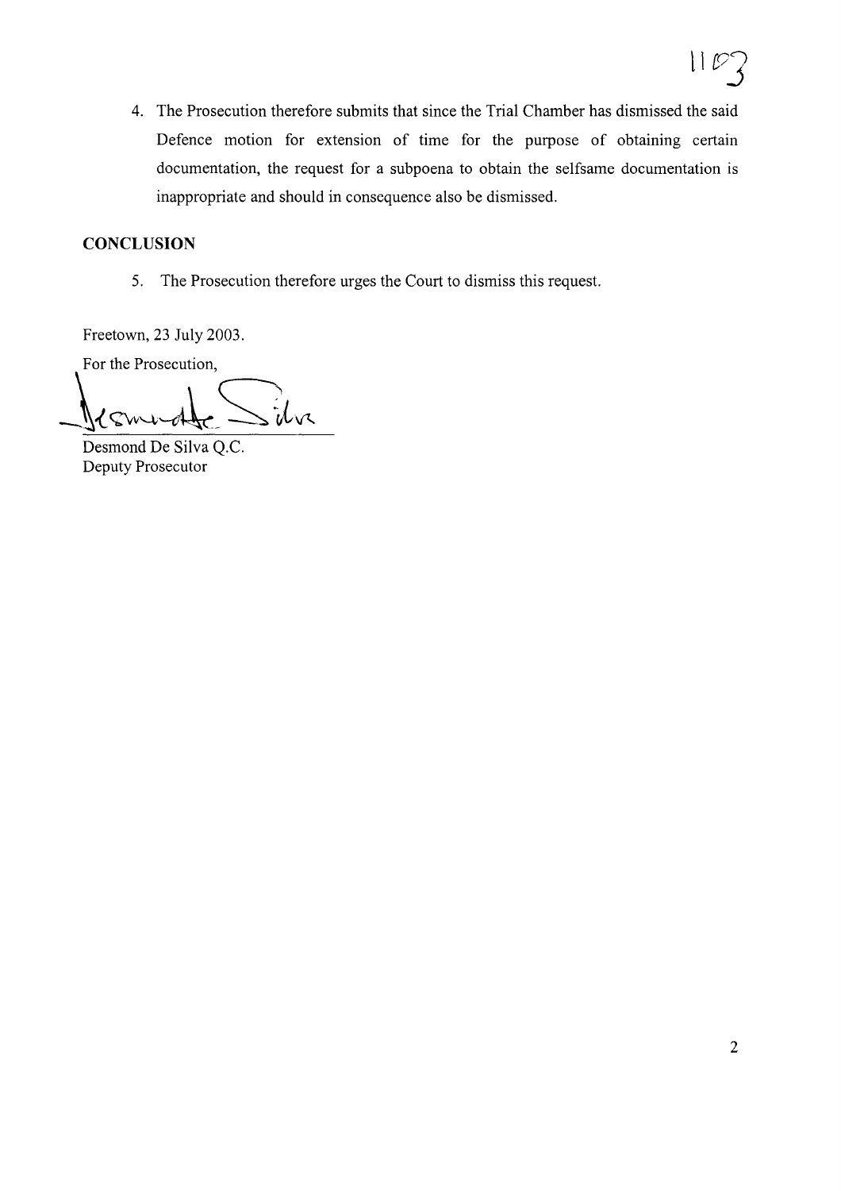4. The Prosecution therefore submits that since the Trial Chamber has dismissed the said Defence motion for extension of time for the purpose of obtaining certain documentation, the request for a subpoena to obtain the selfsame documentation is inappropriate and should in consequence also be dismissed.

## CONCLUSION

5. The Prosecution therefore urges the Court to dismiss this request.

Freetown, 23 July 2003.

For the Prosecution,

Desmond De Silva Q.C.
Deputy Prosecutor